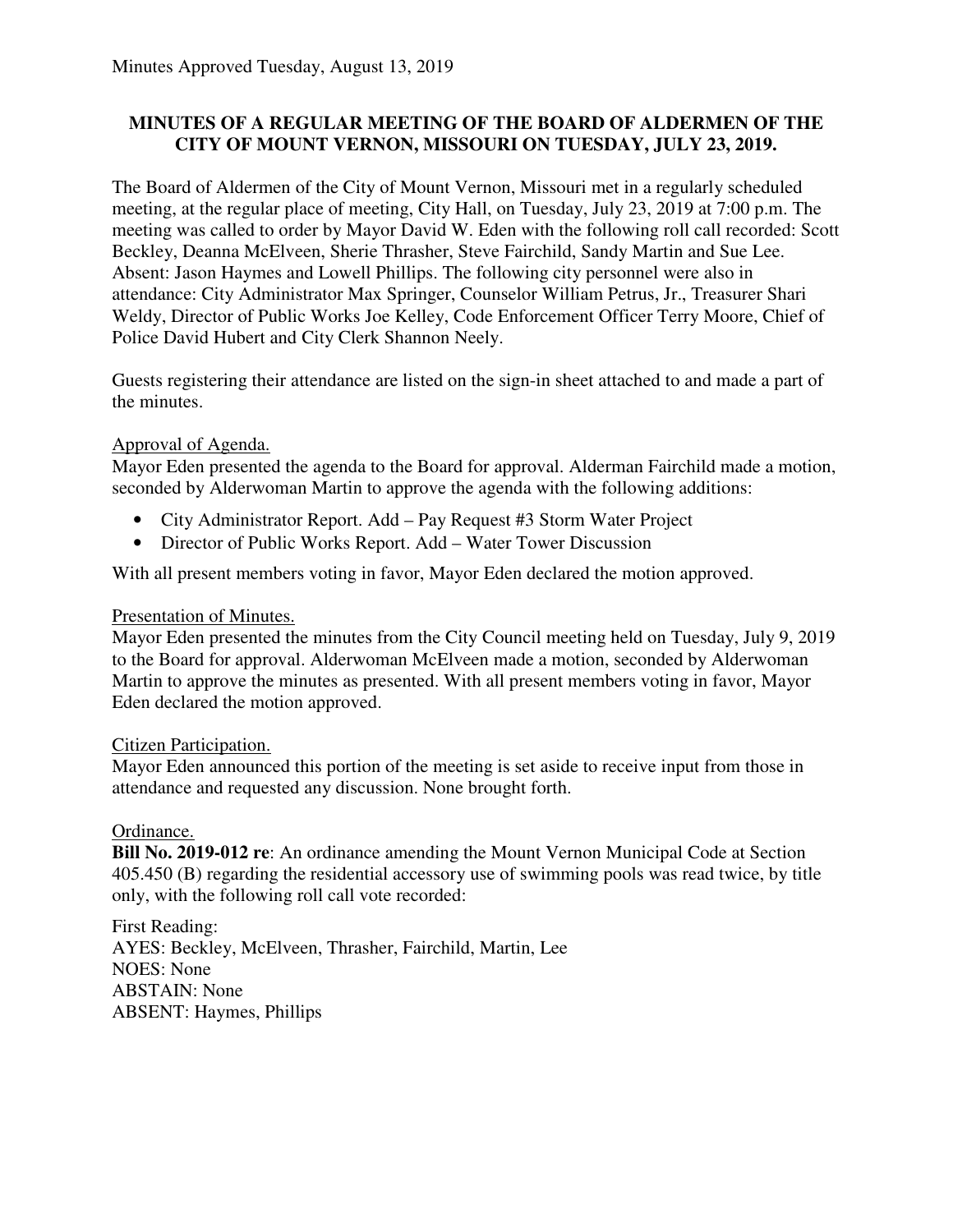Minutes Approved Tuesday, August 13, 2019

**MINUTES OF A REGULAR MEETING OF THE BOARD OF ALDERMEN OF THE CITY OF MOUNT VERNON, MISSOURI ON TUESDAY, JULY 23, 2019.**

The Board of Aldermen of the City of Mount Vernon, Missouri met in a regularly scheduled meeting, at the regular place of meeting, City Hall, on Tuesday, July 23, 2019 at 7:00 p.m. The meeting was called to order by Mayor David W. Eden with the following roll call recorded: Scott Beckley, Deanna McElveen, Sherie Thrasher, Steve Fairchild, Sandy Martin and Sue Lee. Absent: Jason Haymes and Lowell Phillips. The following city personnel were also in attendance: City Administrator Max Springer, Counselor William Petrus, Jr., Treasurer Shari Weldy, Director of Public Works Joe Kelley, Code Enforcement Officer Terry Moore, Chief of Police David Hubert and City Clerk Shannon Neely.

Guests registering their attendance are listed on the sign-in sheet attached to and made a part of the minutes.

Approval of Agenda.

Mayor Eden presented the agenda to the Board for approval. Alderman Fairchild made a motion, seconded by Alderwoman Martin to approve the agenda with the following additions:

- City Administrator Report. Add – Pay Request #3 Storm Water Project
- Director of Public Works Report. Add – Water Tower Discussion

With all present members voting in favor, Mayor Eden declared the motion approved.

Presentation of Minutes.

Mayor Eden presented the minutes from the City Council meeting held on Tuesday, July 9, 2019 to the Board for approval. Alderwoman McElveen made a motion, seconded by Alderwoman Martin to approve the minutes as presented. With all present members voting in favor, Mayor Eden declared the motion approved.

Citizen Participation.

Mayor Eden announced this portion of the meeting is set aside to receive input from those in attendance and requested any discussion. None brought forth.

Ordinance.

**Bill No. 2019-012 re**: An ordinance amending the Mount Vernon Municipal Code at Section 405.450 (B) regarding the residential accessory use of swimming pools was read twice, by title only, with the following roll call vote recorded:

First Reading:
AYES: Beckley, McElveen, Thrasher, Fairchild, Martin, Lee
NOES: None
ABSTAIN: None
ABSENT: Haymes, Phillips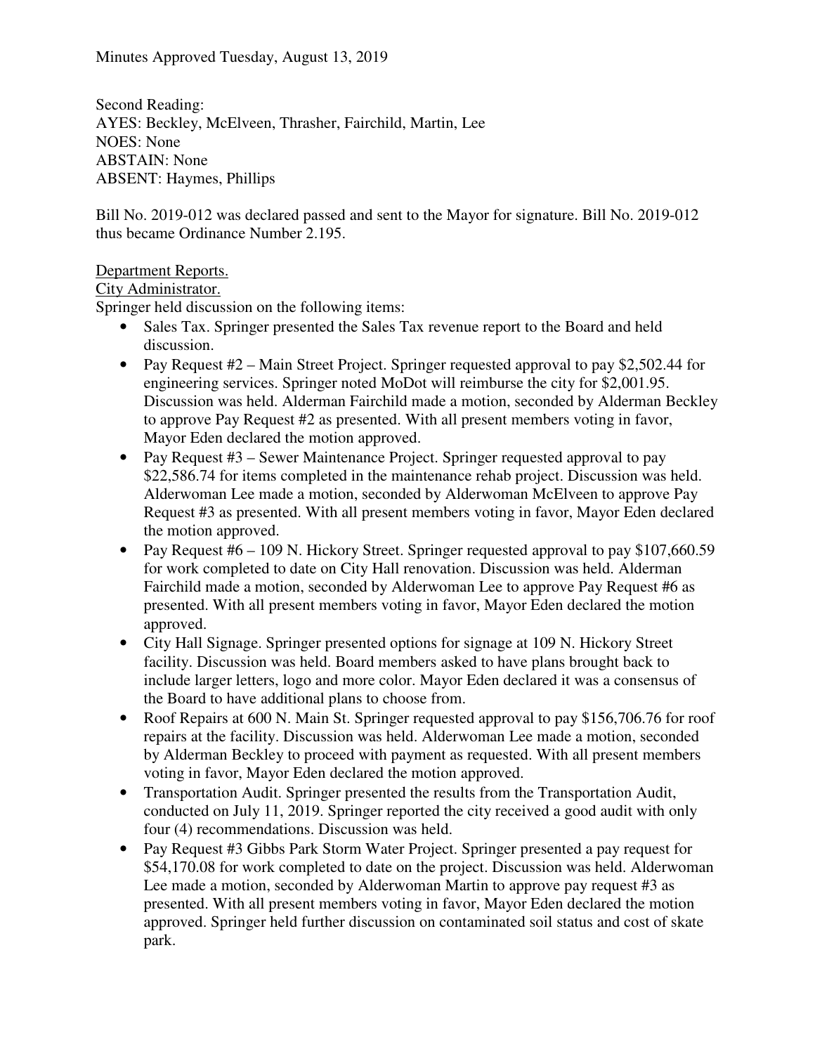Minutes Approved Tuesday, August 13, 2019

Second Reading:
AYES: Beckley, McElveen, Thrasher, Fairchild, Martin, Lee
NOES: None
ABSTAIN: None
ABSENT: Haymes, Phillips

Bill No. 2019-012 was declared passed and sent to the Mayor for signature. Bill No. 2019-012 thus became Ordinance Number 2.195.

<u>Department Reports.</u>

<u>City Administrator.</u>

Springer held discussion on the following items:

- Sales Tax. Springer presented the Sales Tax revenue report to the Board and held discussion.
- Pay Request #2 – Main Street Project. Springer requested approval to pay $2,502.44 for engineering services. Springer noted MoDot will reimburse the city for $2,001.95. Discussion was held. Alderman Fairchild made a motion, seconded by Alderman Beckley to approve Pay Request #2 as presented. With all present members voting in favor, Mayor Eden declared the motion approved.
- Pay Request #3 – Sewer Maintenance Project. Springer requested approval to pay $22,586.74 for items completed in the maintenance rehab project. Discussion was held. Alderwoman Lee made a motion, seconded by Alderwoman McElveen to approve Pay Request #3 as presented. With all present members voting in favor, Mayor Eden declared the motion approved.
- Pay Request #6 – 109 N. Hickory Street. Springer requested approval to pay $107,660.59 for work completed to date on City Hall renovation. Discussion was held. Alderman Fairchild made a motion, seconded by Alderwoman Lee to approve Pay Request #6 as presented. With all present members voting in favor, Mayor Eden declared the motion approved.
- City Hall Signage. Springer presented options for signage at 109 N. Hickory Street facility. Discussion was held. Board members asked to have plans brought back to include larger letters, logo and more color. Mayor Eden declared it was a consensus of the Board to have additional plans to choose from.
- Roof Repairs at 600 N. Main St. Springer requested approval to pay $156,706.76 for roof repairs at the facility. Discussion was held. Alderwoman Lee made a motion, seconded by Alderman Beckley to proceed with payment as requested. With all present members voting in favor, Mayor Eden declared the motion approved.
- Transportation Audit. Springer presented the results from the Transportation Audit, conducted on July 11, 2019. Springer reported the city received a good audit with only four (4) recommendations. Discussion was held.
- Pay Request #3 Gibbs Park Storm Water Project. Springer presented a pay request for $54,170.08 for work completed to date on the project. Discussion was held. Alderwoman Lee made a motion, seconded by Alderwoman Martin to approve pay request #3 as presented. With all present members voting in favor, Mayor Eden declared the motion approved. Springer held further discussion on contaminated soil status and cost of skate park.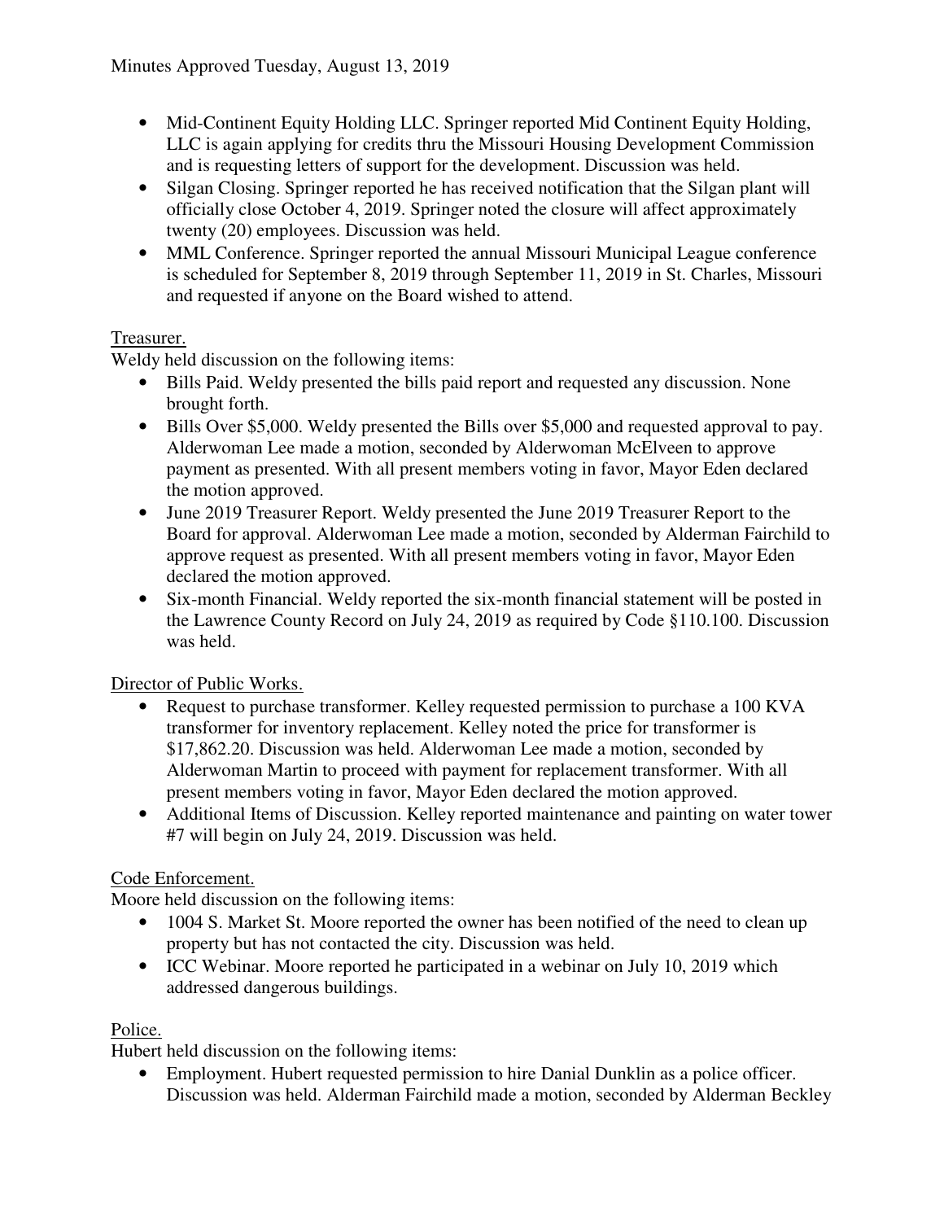- Mid-Continent Equity Holding LLC. Springer reported Mid Continent Equity Holding, LLC is again applying for credits thru the Missouri Housing Development Commission and is requesting letters of support for the development. Discussion was held.
- Silgan Closing. Springer reported he has received notification that the Silgan plant will officially close October 4, 2019. Springer noted the closure will affect approximately twenty (20) employees. Discussion was held.
- MML Conference. Springer reported the annual Missouri Municipal League conference is scheduled for September 8, 2019 through September 11, 2019 in St. Charles, Missouri and requested if anyone on the Board wished to attend.

Treasurer.

Weldy held discussion on the following items:

- Bills Paid. Weldy presented the bills paid report and requested any discussion. None brought forth.
- Bills Over $5,000. Weldy presented the Bills over $5,000 and requested approval to pay. Alderwoman Lee made a motion, seconded by Alderwoman McElveen to approve payment as presented. With all present members voting in favor, Mayor Eden declared the motion approved.
- June 2019 Treasurer Report. Weldy presented the June 2019 Treasurer Report to the Board for approval. Alderwoman Lee made a motion, seconded by Alderman Fairchild to approve request as presented. With all present members voting in favor, Mayor Eden declared the motion approved.
- Six-month Financial. Weldy reported the six-month financial statement will be posted in the Lawrence County Record on July 24, 2019 as required by Code §110.100. Discussion was held.

Director of Public Works.

- Request to purchase transformer. Kelley requested permission to purchase a 100 KVA transformer for inventory replacement. Kelley noted the price for transformer is $17,862.20. Discussion was held. Alderwoman Lee made a motion, seconded by Alderwoman Martin to proceed with payment for replacement transformer. With all present members voting in favor, Mayor Eden declared the motion approved.
- Additional Items of Discussion. Kelley reported maintenance and painting on water tower #7 will begin on July 24, 2019. Discussion was held.

Code Enforcement.

Moore held discussion on the following items:

- 1004 S. Market St. Moore reported the owner has been notified of the need to clean up property but has not contacted the city. Discussion was held.
- ICC Webinar. Moore reported he participated in a webinar on July 10, 2019 which addressed dangerous buildings.

Police.

Hubert held discussion on the following items:

- Employment. Hubert requested permission to hire Danial Dunklin as a police officer. Discussion was held. Alderman Fairchild made a motion, seconded by Alderman Beckley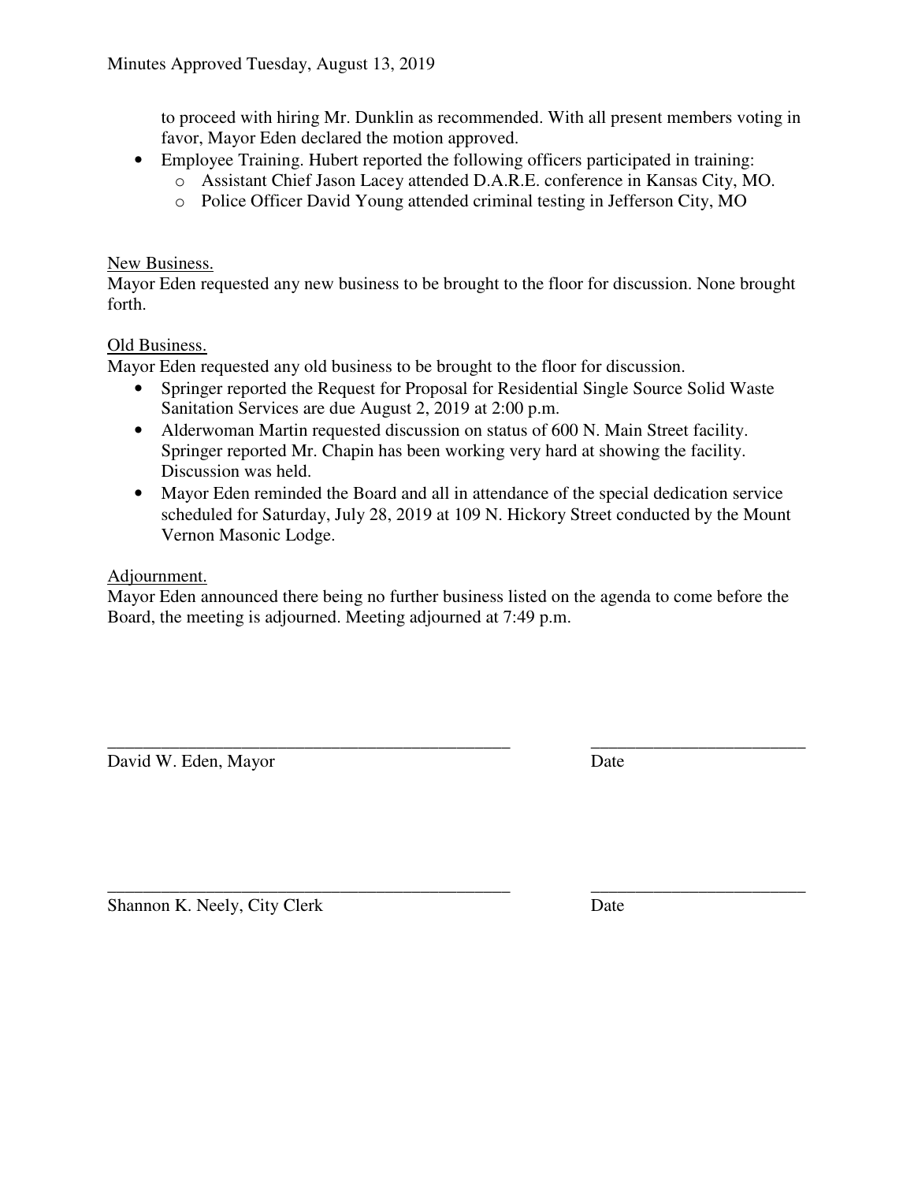to proceed with hiring Mr. Dunklin as recommended. With all present members voting in favor, Mayor Eden declared the motion approved.

- Employee Training. Hubert reported the following officers participated in training:
  - Assistant Chief Jason Lacey attended D.A.R.E. conference in Kansas City, MO.
  - Police Officer David Young attended criminal testing in Jefferson City, MO

New Business.

Mayor Eden requested any new business to be brought to the floor for discussion. None brought forth.

Old Business.

Mayor Eden requested any old business to be brought to the floor for discussion.

- Springer reported the Request for Proposal for Residential Single Source Solid Waste Sanitation Services are due August 2, 2019 at 2:00 p.m.
- Alderwoman Martin requested discussion on status of 600 N. Main Street facility. Springer reported Mr. Chapin has been working very hard at showing the facility. Discussion was held.
- Mayor Eden reminded the Board and all in attendance of the special dedication service scheduled for Saturday, July 28, 2019 at 109 N. Hickory Street conducted by the Mount Vernon Masonic Lodge.

Adjournment.

Mayor Eden announced there being no further business listed on the agenda to come before the Board, the meeting is adjourned. Meeting adjourned at 7:49 p.m.

_______________________________________________ ________________________

David W. Eden, Mayor Date

_______________________________________________ ________________________

Shannon K. Neely, City Clerk Date